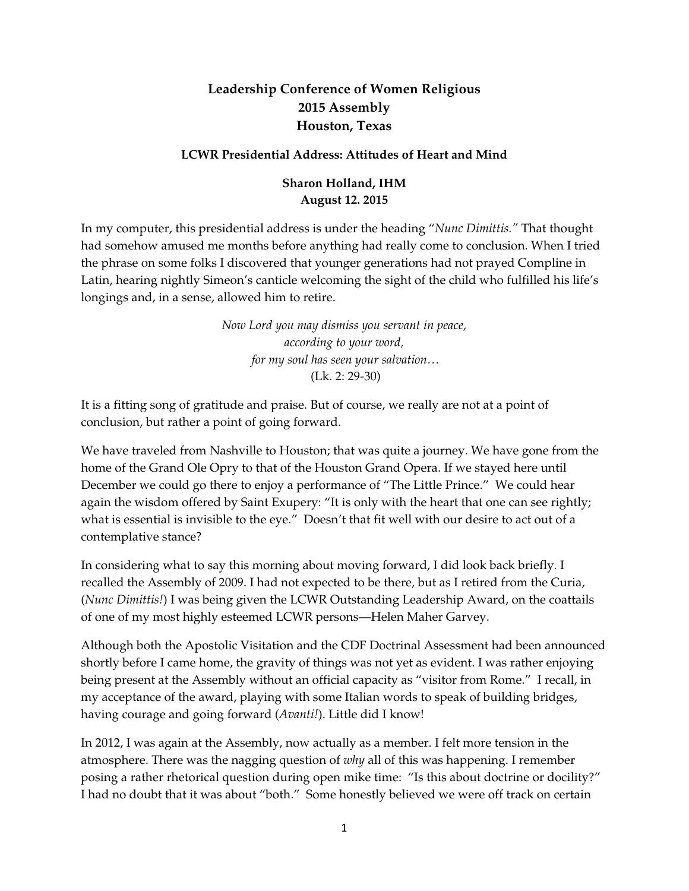# Leadership Conference of Women Religious
# 2015 Assembly
# Houston, Texas

### LCWR Presidential Address: Attitudes of Heart and Mind

**Sharon Holland, IHM**
**August 12. 2015**

In my computer, this presidential address is under the heading "*Nunc Dimittis.*" That thought had somehow amused me months before anything had really come to conclusion. When I tried the phrase on some folks I discovered that younger generations had not prayed Compline in Latin, hearing nightly Simeon's canticle welcoming the sight of the child who fulfilled his life's longings and, in a sense, allowed him to retire.

> *Now Lord you may dismiss you servant in peace,*
> *according to your word,*
> *for my soul has seen your salvation…*
> (Lk. 2: 29-30)

It is a fitting song of gratitude and praise. But of course, we really are not at a point of conclusion, but rather a point of going forward.

We have traveled from Nashville to Houston; that was quite a journey. We have gone from the home of the Grand Ole Opry to that of the Houston Grand Opera. If we stayed here until December we could go there to enjoy a performance of "The Little Prince." We could hear again the wisdom offered by Saint Exupery: "It is only with the heart that one can see rightly; what is essential is invisible to the eye." Doesn't that fit well with our desire to act out of a contemplative stance?

In considering what to say this morning about moving forward, I did look back briefly. I recalled the Assembly of 2009. I had not expected to be there, but as I retired from the Curia, (*Nunc Dimittis!*) I was being given the LCWR Outstanding Leadership Award, on the coattails of one of my most highly esteemed LCWR persons—Helen Maher Garvey.

Although both the Apostolic Visitation and the CDF Doctrinal Assessment had been announced shortly before I came home, the gravity of things was not yet as evident. I was rather enjoying being present at the Assembly without an official capacity as "visitor from Rome." I recall, in my acceptance of the award, playing with some Italian words to speak of building bridges, having courage and going forward (*Avanti!*). Little did I know!

In 2012, I was again at the Assembly, now actually as a member. I felt more tension in the atmosphere. There was the nagging question of *why* all of this was happening. I remember posing a rather rhetorical question during open mike time: "Is this about doctrine or docility?" I had no doubt that it was about "both." Some honestly believed we were off track on certain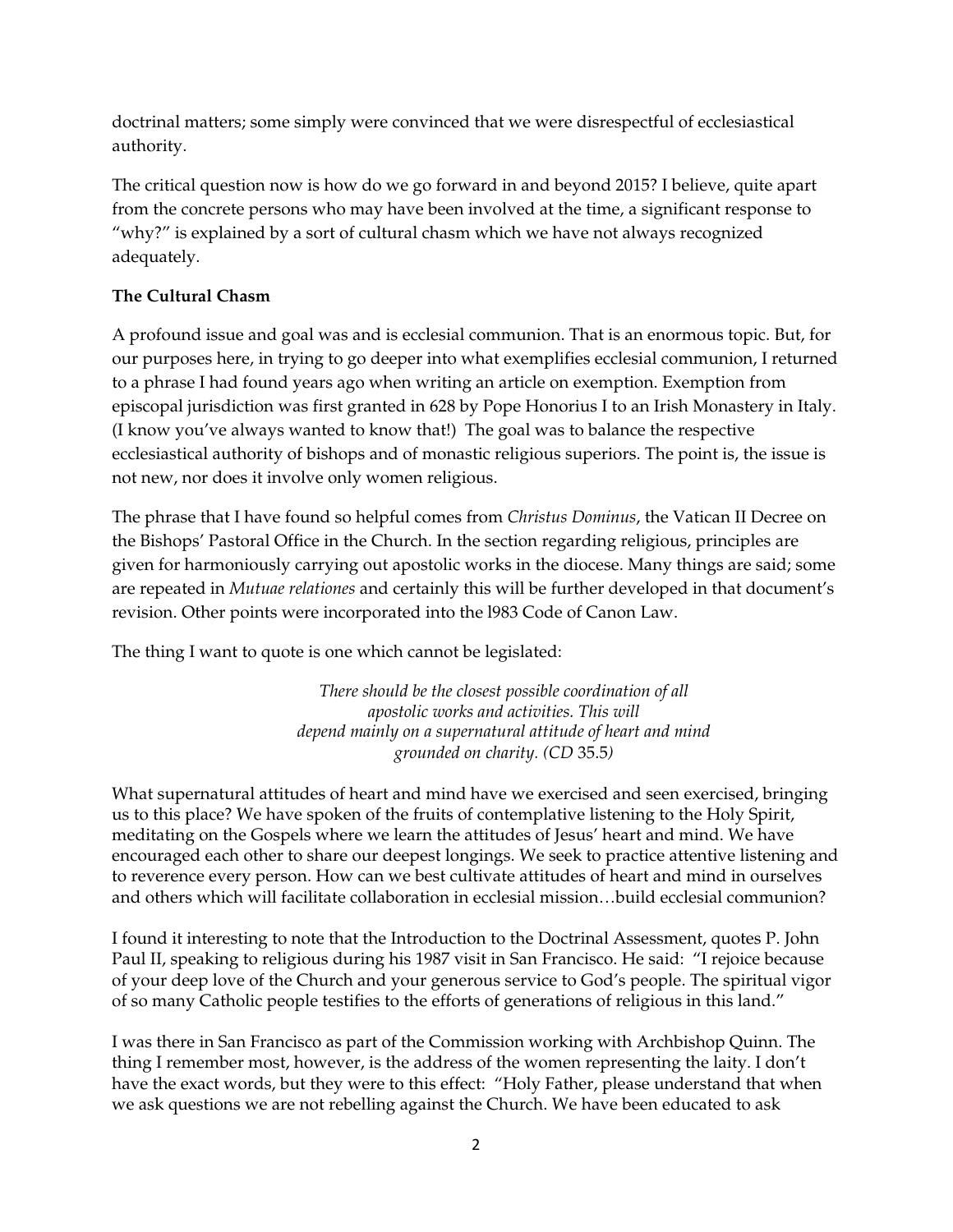doctrinal matters; some simply were convinced that we were disrespectful of ecclesiastical authority.

The critical question now is how do we go forward in and beyond 2015? I believe, quite apart from the concrete persons who may have been involved at the time, a significant response to "why?" is explained by a sort of cultural chasm which we have not always recognized adequately.

**The Cultural Chasm**

A profound issue and goal was and is ecclesial communion. That is an enormous topic. But, for our purposes here, in trying to go deeper into what exemplifies ecclesial communion, I returned to a phrase I had found years ago when writing an article on exemption. Exemption from episcopal jurisdiction was first granted in 628 by Pope Honorius I to an Irish Monastery in Italy. (I know you've always wanted to know that!) The goal was to balance the respective ecclesiastical authority of bishops and of monastic religious superiors. The point is, the issue is not new, nor does it involve only women religious.

The phrase that I have found so helpful comes from *Christus Dominus*, the Vatican II Decree on the Bishops' Pastoral Office in the Church. In the section regarding religious, principles are given for harmoniously carrying out apostolic works in the diocese. Many things are said; some are repeated in *Mutuae relationes* and certainly this will be further developed in that document's revision. Other points were incorporated into the l983 Code of Canon Law.

The thing I want to quote is one which cannot be legislated:

> *There should be the closest possible coordination of all apostolic works and activities. This will depend mainly on a supernatural attitude of heart and mind grounded on charity. (CD* 35.5*)*

What supernatural attitudes of heart and mind have we exercised and seen exercised, bringing us to this place? We have spoken of the fruits of contemplative listening to the Holy Spirit, meditating on the Gospels where we learn the attitudes of Jesus' heart and mind. We have encouraged each other to share our deepest longings. We seek to practice attentive listening and to reverence every person. How can we best cultivate attitudes of heart and mind in ourselves and others which will facilitate collaboration in ecclesial mission…build ecclesial communion?

I found it interesting to note that the Introduction to the Doctrinal Assessment, quotes P. John Paul II, speaking to religious during his 1987 visit in San Francisco. He said: "I rejoice because of your deep love of the Church and your generous service to God's people. The spiritual vigor of so many Catholic people testifies to the efforts of generations of religious in this land."

I was there in San Francisco as part of the Commission working with Archbishop Quinn. The thing I remember most, however, is the address of the women representing the laity. I don't have the exact words, but they were to this effect: "Holy Father, please understand that when we ask questions we are not rebelling against the Church. We have been educated to ask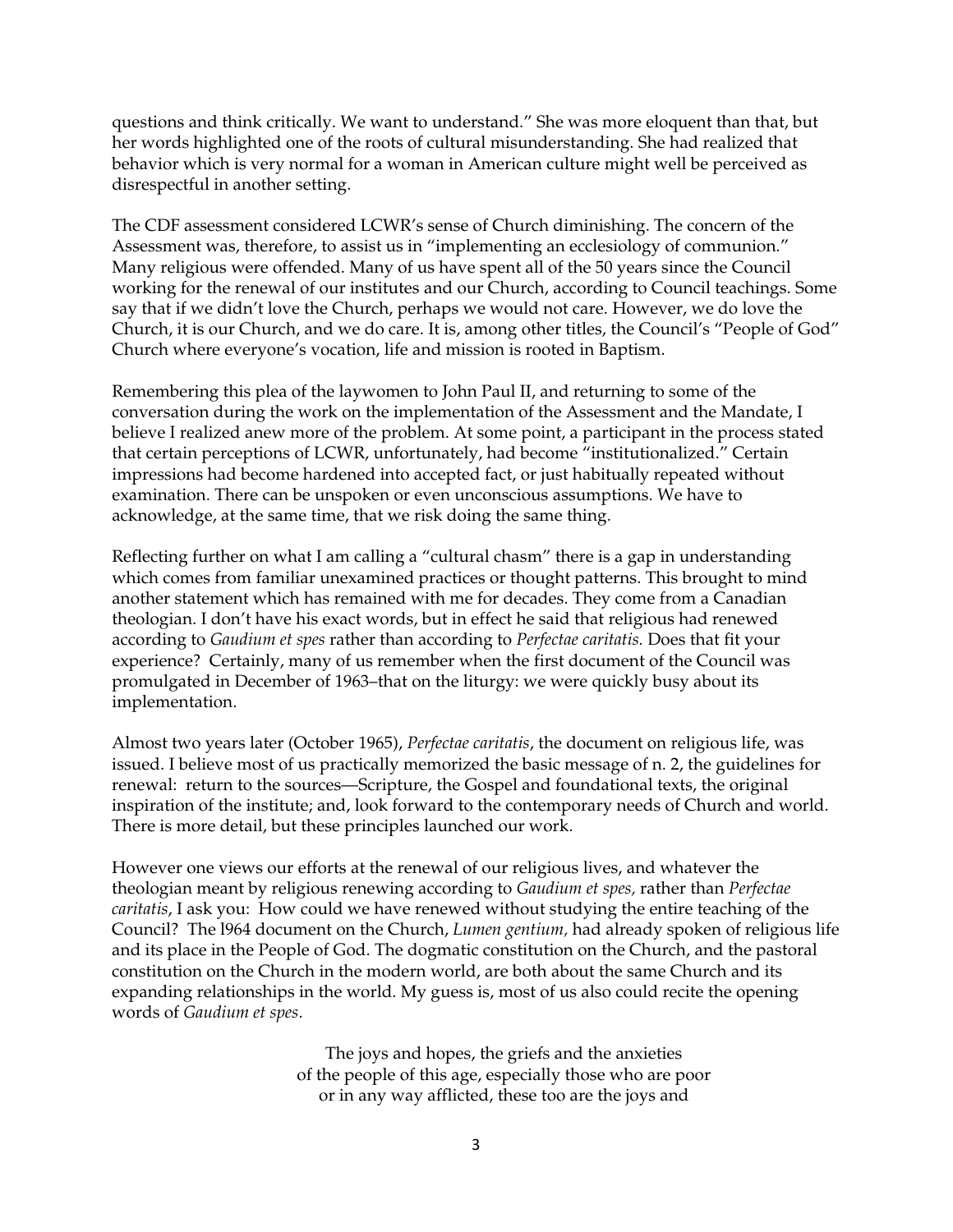questions and think critically. We want to understand." She was more eloquent than that, but her words highlighted one of the roots of cultural misunderstanding. She had realized that behavior which is very normal for a woman in American culture might well be perceived as disrespectful in another setting.

The CDF assessment considered LCWR's sense of Church diminishing. The concern of the Assessment was, therefore, to assist us in "implementing an ecclesiology of communion." Many religious were offended. Many of us have spent all of the 50 years since the Council working for the renewal of our institutes and our Church, according to Council teachings. Some say that if we didn't love the Church, perhaps we would not care. However, we do love the Church, it is our Church, and we do care. It is, among other titles, the Council's "People of God" Church where everyone's vocation, life and mission is rooted in Baptism.

Remembering this plea of the laywomen to John Paul II, and returning to some of the conversation during the work on the implementation of the Assessment and the Mandate, I believe I realized anew more of the problem. At some point, a participant in the process stated that certain perceptions of LCWR, unfortunately, had become "institutionalized." Certain impressions had become hardened into accepted fact, or just habitually repeated without examination. There can be unspoken or even unconscious assumptions. We have to acknowledge, at the same time, that we risk doing the same thing.

Reflecting further on what I am calling a "cultural chasm" there is a gap in understanding which comes from familiar unexamined practices or thought patterns. This brought to mind another statement which has remained with me for decades. They come from a Canadian theologian. I don't have his exact words, but in effect he said that religious had renewed according to *Gaudium et spes* rather than according to *Perfectae caritatis.* Does that fit your experience? Certainly, many of us remember when the first document of the Council was promulgated in December of 1963–that on the liturgy: we were quickly busy about its implementation.

Almost two years later (October 1965), *Perfectae caritatis*, the document on religious life, was issued. I believe most of us practically memorized the basic message of n. 2, the guidelines for renewal: return to the sources—Scripture, the Gospel and foundational texts, the original inspiration of the institute; and, look forward to the contemporary needs of Church and world. There is more detail, but these principles launched our work.

However one views our efforts at the renewal of our religious lives, and whatever the theologian meant by religious renewing according to *Gaudium et spes,* rather than *Perfectae caritatis*, I ask you: How could we have renewed without studying the entire teaching of the Council? The l964 document on the Church, *Lumen gentium,* had already spoken of religious life and its place in the People of God. The dogmatic constitution on the Church, and the pastoral constitution on the Church in the modern world, are both about the same Church and its expanding relationships in the world. My guess is, most of us also could recite the opening words of *Gaudium et spes*.

> The joys and hopes, the griefs and the anxieties
> of the people of this age, especially those who are poor
> or in any way afflicted, these too are the joys and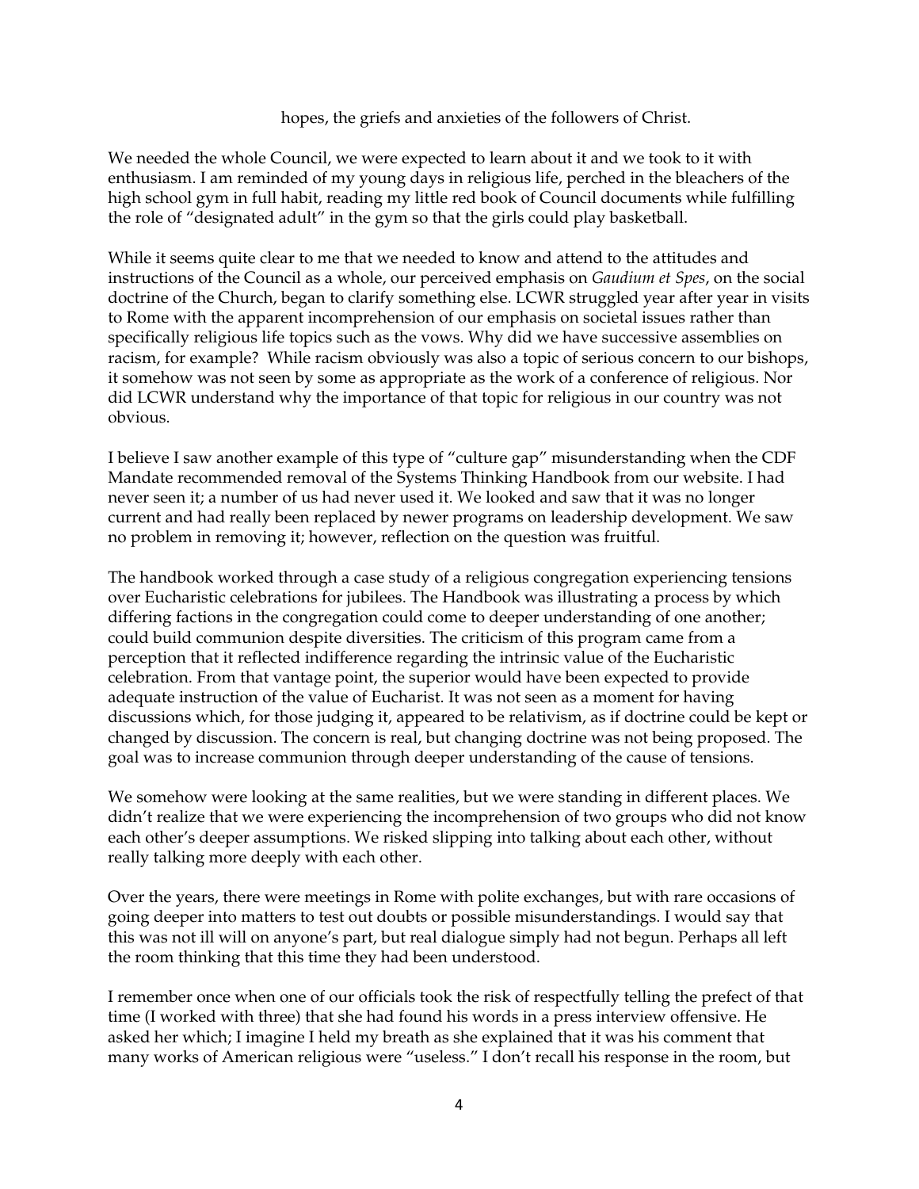hopes, the griefs and anxieties of the followers of Christ.

We needed the whole Council, we were expected to learn about it and we took to it with enthusiasm. I am reminded of my young days in religious life, perched in the bleachers of the high school gym in full habit, reading my little red book of Council documents while fulfilling the role of "designated adult" in the gym so that the girls could play basketball.

While it seems quite clear to me that we needed to know and attend to the attitudes and instructions of the Council as a whole, our perceived emphasis on *Gaudium et Spes*, on the social doctrine of the Church, began to clarify something else. LCWR struggled year after year in visits to Rome with the apparent incomprehension of our emphasis on societal issues rather than specifically religious life topics such as the vows. Why did we have successive assemblies on racism, for example? While racism obviously was also a topic of serious concern to our bishops, it somehow was not seen by some as appropriate as the work of a conference of religious. Nor did LCWR understand why the importance of that topic for religious in our country was not obvious.

I believe I saw another example of this type of "culture gap" misunderstanding when the CDF Mandate recommended removal of the Systems Thinking Handbook from our website. I had never seen it; a number of us had never used it. We looked and saw that it was no longer current and had really been replaced by newer programs on leadership development. We saw no problem in removing it; however, reflection on the question was fruitful.

The handbook worked through a case study of a religious congregation experiencing tensions over Eucharistic celebrations for jubilees. The Handbook was illustrating a process by which differing factions in the congregation could come to deeper understanding of one another; could build communion despite diversities. The criticism of this program came from a perception that it reflected indifference regarding the intrinsic value of the Eucharistic celebration. From that vantage point, the superior would have been expected to provide adequate instruction of the value of Eucharist. It was not seen as a moment for having discussions which, for those judging it, appeared to be relativism, as if doctrine could be kept or changed by discussion. The concern is real, but changing doctrine was not being proposed. The goal was to increase communion through deeper understanding of the cause of tensions.

We somehow were looking at the same realities, but we were standing in different places. We didn't realize that we were experiencing the incomprehension of two groups who did not know each other's deeper assumptions. We risked slipping into talking about each other, without really talking more deeply with each other.

Over the years, there were meetings in Rome with polite exchanges, but with rare occasions of going deeper into matters to test out doubts or possible misunderstandings. I would say that this was not ill will on anyone's part, but real dialogue simply had not begun. Perhaps all left the room thinking that this time they had been understood.

I remember once when one of our officials took the risk of respectfully telling the prefect of that time (I worked with three) that she had found his words in a press interview offensive. He asked her which; I imagine I held my breath as she explained that it was his comment that many works of American religious were "useless." I don't recall his response in the room, but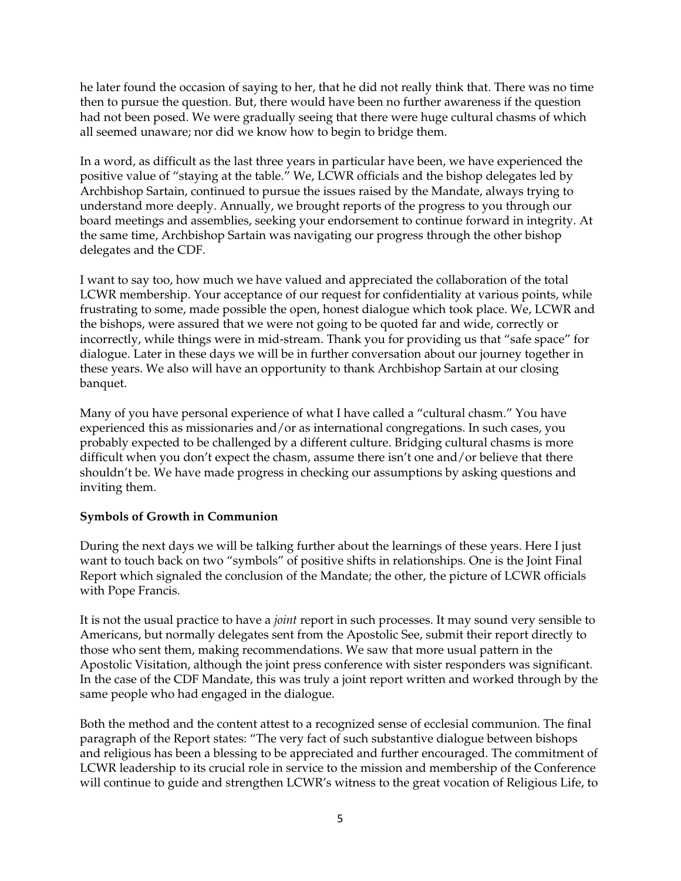he later found the occasion of saying to her, that he did not really think that. There was no time then to pursue the question. But, there would have been no further awareness if the question had not been posed. We were gradually seeing that there were huge cultural chasms of which all seemed unaware; nor did we know how to begin to bridge them.

In a word, as difficult as the last three years in particular have been, we have experienced the positive value of "staying at the table." We, LCWR officials and the bishop delegates led by Archbishop Sartain, continued to pursue the issues raised by the Mandate, always trying to understand more deeply. Annually, we brought reports of the progress to you through our board meetings and assemblies, seeking your endorsement to continue forward in integrity. At the same time, Archbishop Sartain was navigating our progress through the other bishop delegates and the CDF.

I want to say too, how much we have valued and appreciated the collaboration of the total LCWR membership. Your acceptance of our request for confidentiality at various points, while frustrating to some, made possible the open, honest dialogue which took place. We, LCWR and the bishops, were assured that we were not going to be quoted far and wide, correctly or incorrectly, while things were in mid-stream. Thank you for providing us that "safe space" for dialogue. Later in these days we will be in further conversation about our journey together in these years. We also will have an opportunity to thank Archbishop Sartain at our closing banquet.

Many of you have personal experience of what I have called a "cultural chasm." You have experienced this as missionaries and/or as international congregations. In such cases, you probably expected to be challenged by a different culture. Bridging cultural chasms is more difficult when you don't expect the chasm, assume there isn't one and/or believe that there shouldn't be. We have made progress in checking our assumptions by asking questions and inviting them.

**Symbols of Growth in Communion**

During the next days we will be talking further about the learnings of these years. Here I just want to touch back on two "symbols" of positive shifts in relationships. One is the Joint Final Report which signaled the conclusion of the Mandate; the other, the picture of LCWR officials with Pope Francis.

It is not the usual practice to have a *joint* report in such processes. It may sound very sensible to Americans, but normally delegates sent from the Apostolic See, submit their report directly to those who sent them, making recommendations. We saw that more usual pattern in the Apostolic Visitation, although the joint press conference with sister responders was significant. In the case of the CDF Mandate, this was truly a joint report written and worked through by the same people who had engaged in the dialogue.

Both the method and the content attest to a recognized sense of ecclesial communion. The final paragraph of the Report states: "The very fact of such substantive dialogue between bishops and religious has been a blessing to be appreciated and further encouraged. The commitment of LCWR leadership to its crucial role in service to the mission and membership of the Conference will continue to guide and strengthen LCWR's witness to the great vocation of Religious Life, to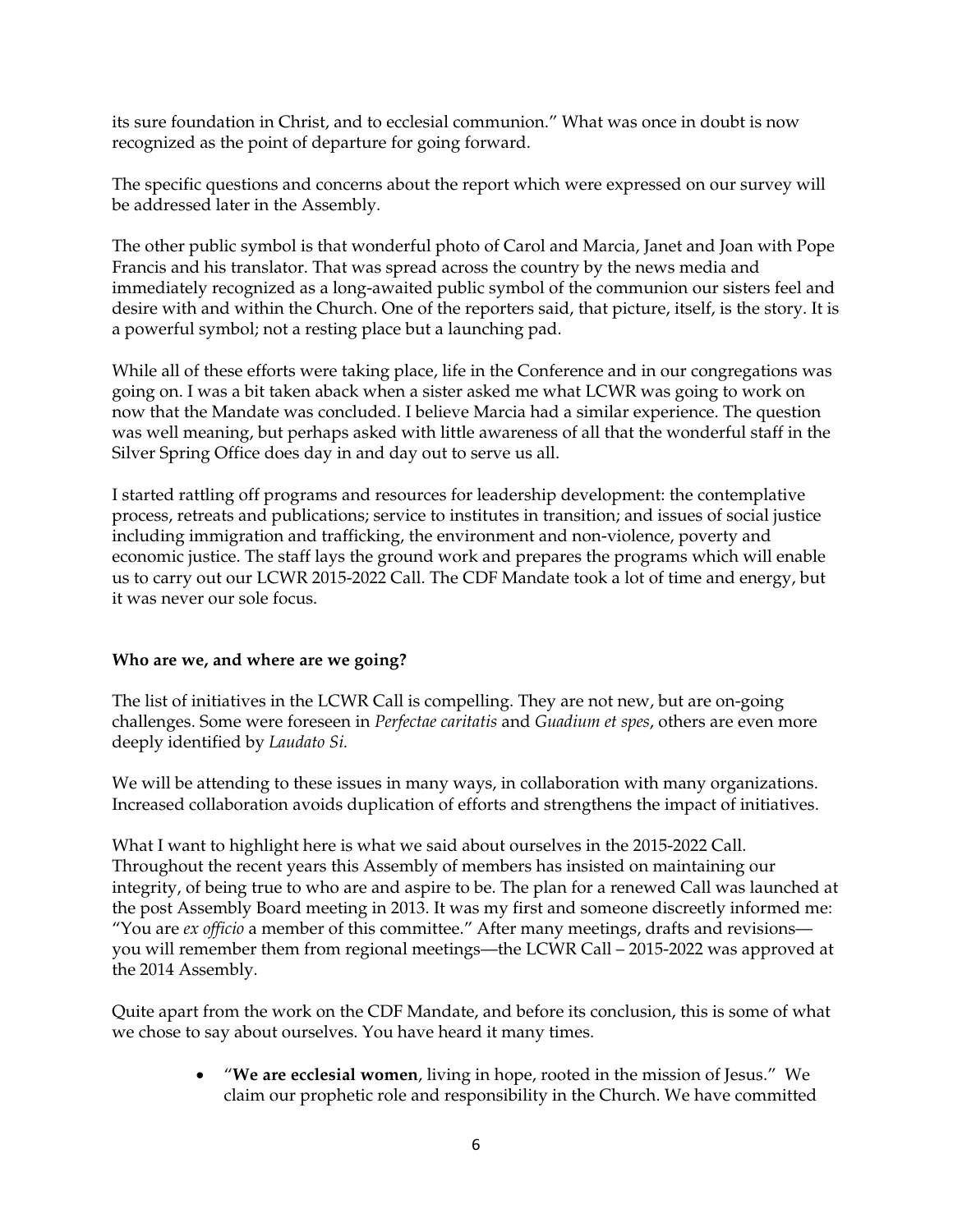its sure foundation in Christ, and to ecclesial communion." What was once in doubt is now recognized as the point of departure for going forward.

The specific questions and concerns about the report which were expressed on our survey will be addressed later in the Assembly.

The other public symbol is that wonderful photo of Carol and Marcia, Janet and Joan with Pope Francis and his translator. That was spread across the country by the news media and immediately recognized as a long-awaited public symbol of the communion our sisters feel and desire with and within the Church. One of the reporters said, that picture, itself, is the story. It is a powerful symbol; not a resting place but a launching pad.

While all of these efforts were taking place, life in the Conference and in our congregations was going on. I was a bit taken aback when a sister asked me what LCWR was going to work on now that the Mandate was concluded. I believe Marcia had a similar experience. The question was well meaning, but perhaps asked with little awareness of all that the wonderful staff in the Silver Spring Office does day in and day out to serve us all.

I started rattling off programs and resources for leadership development: the contemplative process, retreats and publications; service to institutes in transition; and issues of social justice including immigration and trafficking, the environment and non-violence, poverty and economic justice. The staff lays the ground work and prepares the programs which will enable us to carry out our LCWR 2015-2022 Call. The CDF Mandate took a lot of time and energy, but it was never our sole focus.

**Who are we, and where are we going?**

The list of initiatives in the LCWR Call is compelling. They are not new, but are on-going challenges. Some were foreseen in *Perfectae caritatis* and *Guadium et spes*, others are even more deeply identified by *Laudato Si.*

We will be attending to these issues in many ways, in collaboration with many organizations. Increased collaboration avoids duplication of efforts and strengthens the impact of initiatives.

What I want to highlight here is what we said about ourselves in the 2015-2022 Call. Throughout the recent years this Assembly of members has insisted on maintaining our integrity, of being true to who are and aspire to be. The plan for a renewed Call was launched at the post Assembly Board meeting in 2013. It was my first and someone discreetly informed me: "You are *ex officio* a member of this committee." After many meetings, drafts and revisions—you will remember them from regional meetings—the LCWR Call – 2015-2022 was approved at the 2014 Assembly.

Quite apart from the work on the CDF Mandate, and before its conclusion, this is some of what we chose to say about ourselves. You have heard it many times.

- "**We are ecclesial women**, living in hope, rooted in the mission of Jesus." We claim our prophetic role and responsibility in the Church. We have committed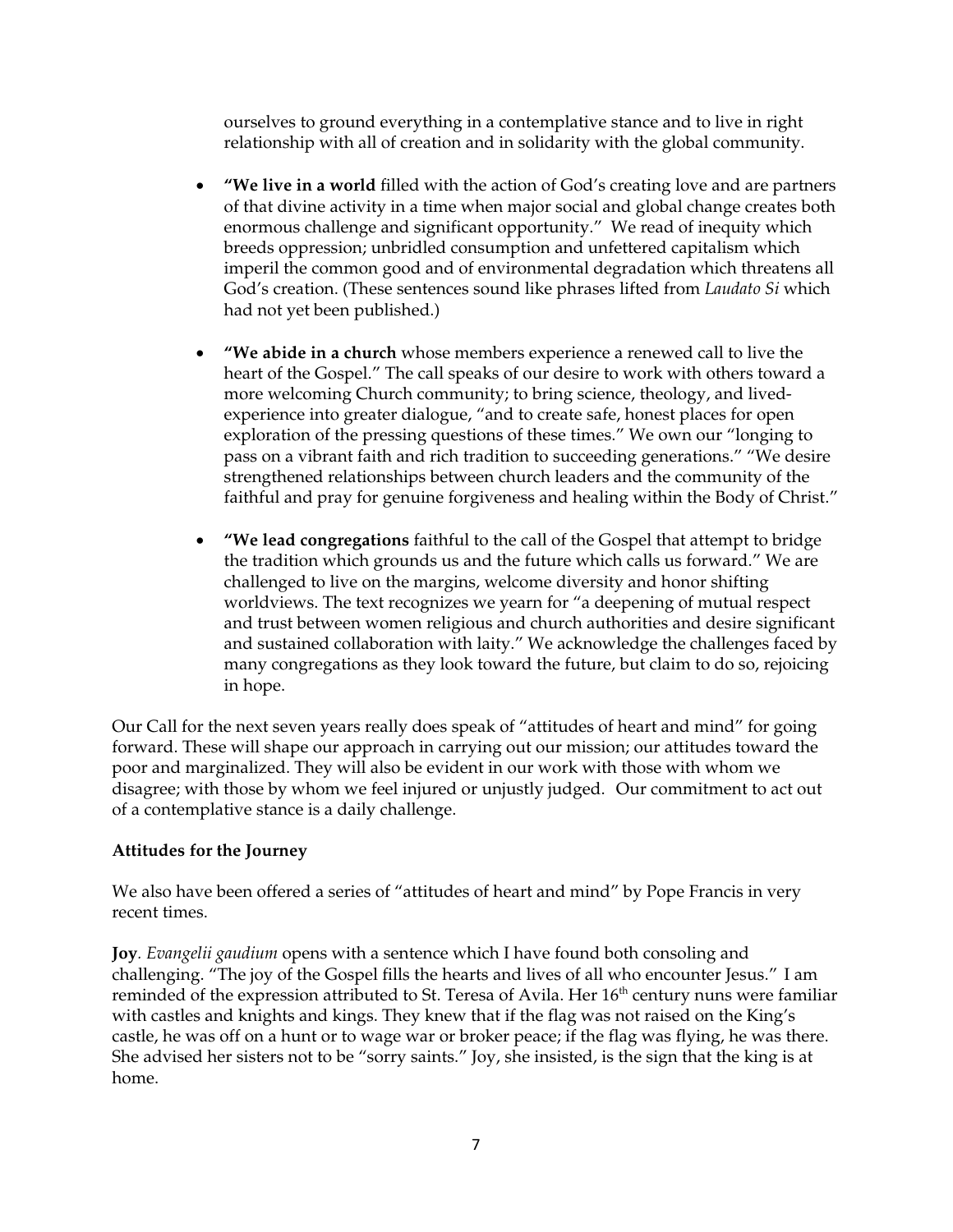ourselves to ground everything in a contemplative stance and to live in right relationship with all of creation and in solidarity with the global community.

- **"We live in a world** filled with the action of God's creating love and are partners of that divine activity in a time when major social and global change creates both enormous challenge and significant opportunity." We read of inequity which breeds oppression; unbridled consumption and unfettered capitalism which imperil the common good and of environmental degradation which threatens all God's creation. (These sentences sound like phrases lifted from *Laudato Si* which had not yet been published.)

- **"We abide in a church** whose members experience a renewed call to live the heart of the Gospel." The call speaks of our desire to work with others toward a more welcoming Church community; to bring science, theology, and lived-experience into greater dialogue, "and to create safe, honest places for open exploration of the pressing questions of these times." We own our "longing to pass on a vibrant faith and rich tradition to succeeding generations." "We desire strengthened relationships between church leaders and the community of the faithful and pray for genuine forgiveness and healing within the Body of Christ."

- **"We lead congregations** faithful to the call of the Gospel that attempt to bridge the tradition which grounds us and the future which calls us forward." We are challenged to live on the margins, welcome diversity and honor shifting worldviews. The text recognizes we yearn for "a deepening of mutual respect and trust between women religious and church authorities and desire significant and sustained collaboration with laity." We acknowledge the challenges faced by many congregations as they look toward the future, but claim to do so, rejoicing in hope.

Our Call for the next seven years really does speak of "attitudes of heart and mind" for going forward. These will shape our approach in carrying out our mission; our attitudes toward the poor and marginalized. They will also be evident in our work with those with whom we disagree; with those by whom we feel injured or unjustly judged. Our commitment to act out of a contemplative stance is a daily challenge.

**Attitudes for the Journey**

We also have been offered a series of "attitudes of heart and mind" by Pope Francis in very recent times.

**Joy**. *Evangelii gaudium* opens with a sentence which I have found both consoling and challenging. "The joy of the Gospel fills the hearts and lives of all who encounter Jesus." I am reminded of the expression attributed to St. Teresa of Avila. Her 16th century nuns were familiar with castles and knights and kings. They knew that if the flag was not raised on the King's castle, he was off on a hunt or to wage war or broker peace; if the flag was flying, he was there. She advised her sisters not to be "sorry saints." Joy, she insisted, is the sign that the king is at home.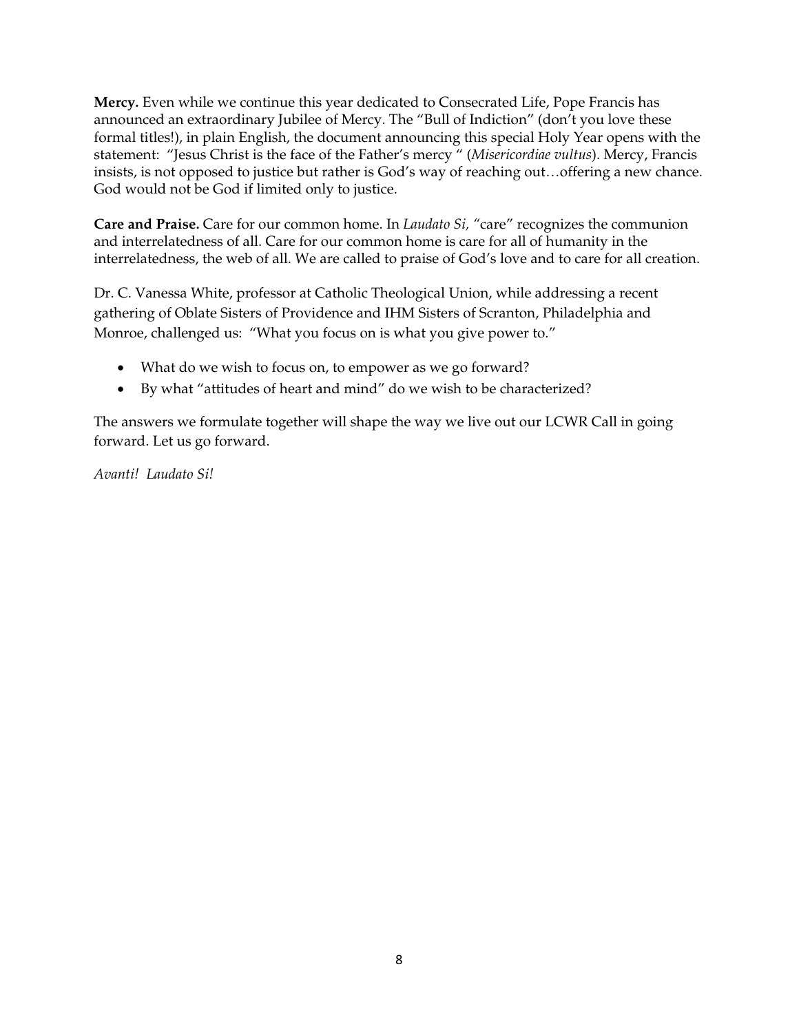**Mercy.** Even while we continue this year dedicated to Consecrated Life, Pope Francis has announced an extraordinary Jubilee of Mercy. The "Bull of Indiction" (don't you love these formal titles!), in plain English, the document announcing this special Holy Year opens with the statement: "Jesus Christ is the face of the Father's mercy " (*Misericordiae vultus*). Mercy, Francis insists, is not opposed to justice but rather is God's way of reaching out…offering a new chance. God would not be God if limited only to justice.

**Care and Praise.** Care for our common home. In *Laudato Si,* "care" recognizes the communion and interrelatedness of all. Care for our common home is care for all of humanity in the interrelatedness, the web of all. We are called to praise of God's love and to care for all creation.

Dr. C. Vanessa White, professor at Catholic Theological Union, while addressing a recent gathering of Oblate Sisters of Providence and IHM Sisters of Scranton, Philadelphia and Monroe, challenged us: "What you focus on is what you give power to."

- What do we wish to focus on, to empower as we go forward?
- By what "attitudes of heart and mind" do we wish to be characterized?

The answers we formulate together will shape the way we live out our LCWR Call in going forward. Let us go forward.

*Avanti! Laudato Si!*